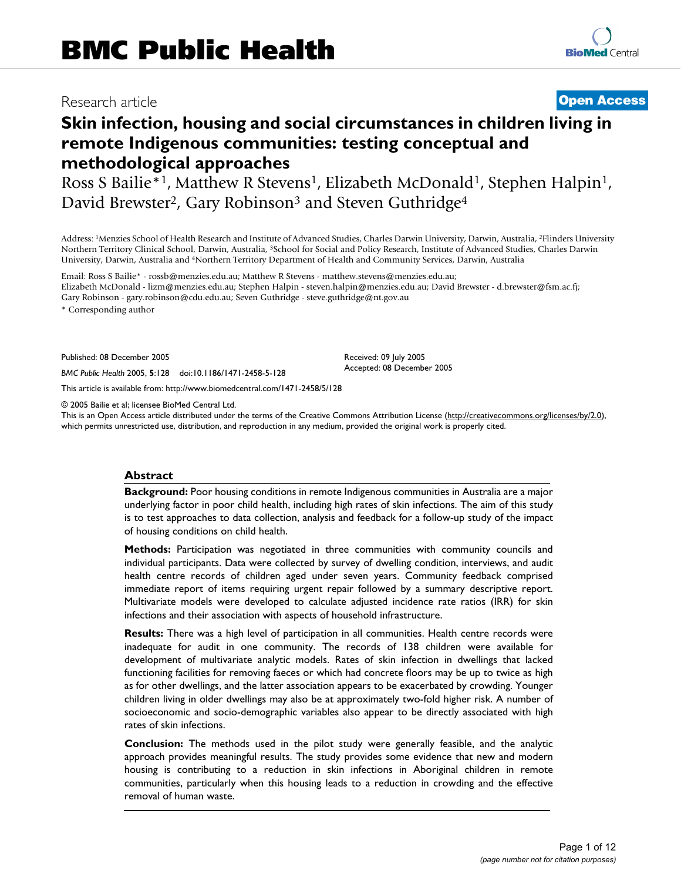# BMC Public Health

Research article

**Open Access**

# Skin infection, housing and social circumstances in children living in remote Indigenous communities: testing conceptual and methodological approaches

Ross S Bailie*[1], Matthew R Stevens[1], Elizabeth McDonald[1], Stephen Halpin[1], David Brewster[2], Gary Robinson[3] and Steven Guthridge[4]

Address: [1]Menzies School of Health Research and Institute of Advanced Studies, Charles Darwin University, Darwin, Australia, [2]Flinders University Northern Territory Clinical School, Darwin, Australia, [3]School for Social and Policy Research, Institute of Advanced Studies, Charles Darwin University, Darwin, Australia and [4]Northern Territory Department of Health and Community Services, Darwin, Australia

Email: Ross S Bailie* - rossb@menzies.edu.au; Matthew R Stevens - matthew.stevens@menzies.edu.au; Elizabeth McDonald - lizm@menzies.edu.au; Stephen Halpin - steven.halpin@menzies.edu.au; David Brewster - d.brewster@fsm.ac.fj; Gary Robinson - gary.robinson@cdu.edu.au; Seven Guthridge - steve.guthridge@nt.gov.au

\* Corresponding author

Published: 08 December 2005

*BMC Public Health* 2005, **5**:128 doi:10.1186/1471-2458-5-128

Received: 09 July 2005
Accepted: 08 December 2005

This article is available from: http://www.biomedcentral.com/1471-2458/5/128

© 2005 Bailie et al; licensee BioMed Central Ltd.
This is an Open Access article distributed under the terms of the Creative Commons Attribution License (http://creativecommons.org/licenses/by/2.0), which permits unrestricted use, distribution, and reproduction in any medium, provided the original work is properly cited.

## Abstract

**Background:** Poor housing conditions in remote Indigenous communities in Australia are a major underlying factor in poor child health, including high rates of skin infections. The aim of this study is to test approaches to data collection, analysis and feedback for a follow-up study of the impact of housing conditions on child health.

**Methods:** Participation was negotiated in three communities with community councils and individual participants. Data were collected by survey of dwelling condition, interviews, and audit health centre records of children aged under seven years. Community feedback comprised immediate report of items requiring urgent repair followed by a summary descriptive report. Multivariate models were developed to calculate adjusted incidence rate ratios (IRR) for skin infections and their association with aspects of household infrastructure.

**Results:** There was a high level of participation in all communities. Health centre records were inadequate for audit in one community. The records of 138 children were available for development of multivariate analytic models. Rates of skin infection in dwellings that lacked functioning facilities for removing faeces or which had concrete floors may be up to twice as high as for other dwellings, and the latter association appears to be exacerbated by crowding. Younger children living in older dwellings may also be at approximately two-fold higher risk. A number of socioeconomic and socio-demographic variables also appear to be directly associated with high rates of skin infections.

**Conclusion:** The methods used in the pilot study were generally feasible, and the analytic approach provides meaningful results. The study provides some evidence that new and modern housing is contributing to a reduction in skin infections in Aboriginal children in remote communities, particularly when this housing leads to a reduction in crowding and the effective removal of human waste.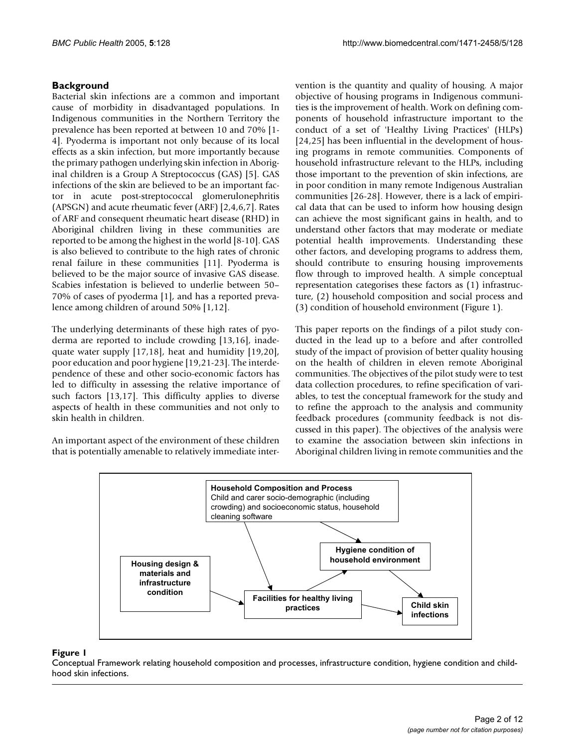## Background

Bacterial skin infections are a common and important cause of morbidity in disadvantaged populations. In Indigenous communities in the Northern Territory the prevalence has been reported at between 10 and 70% [1-4]. Pyoderma is important not only because of its local effects as a skin infection, but more importantly because the primary pathogen underlying skin infection in Aboriginal children is a Group A Streptococcus (GAS) [5]. GAS infections of the skin are believed to be an important factor in acute post-streptococcal glomerulonephritis (APSGN) and acute rheumatic fever (ARF) [2,4,6,7]. Rates of ARF and consequent rheumatic heart disease (RHD) in Aboriginal children living in these communities are reported to be among the highest in the world [8-10]. GAS is also believed to contribute to the high rates of chronic renal failure in these communities [11]. Pyoderma is believed to be the major source of invasive GAS disease. Scabies infestation is believed to underlie between 50–70% of cases of pyoderma [1], and has a reported prevalence among children of around 50% [1,12].

The underlying determinants of these high rates of pyoderma are reported to include crowding [13,16], inadequate water supply [17,18], heat and humidity [19,20], poor education and poor hygiene [19,21-23]. The interdependence of these and other socio-economic factors has led to difficulty in assessing the relative importance of such factors [13,17]. This difficulty applies to diverse aspects of health in these communities and not only to skin health in children.

An important aspect of the environment of these children that is potentially amenable to relatively immediate intervention is the quantity and quality of housing. A major objective of housing programs in Indigenous communities is the improvement of health. Work on defining components of household infrastructure important to the conduct of a set of 'Healthy Living Practices' (HLPs) [24,25] has been influential in the development of housing programs in remote communities. Components of household infrastructure relevant to the HLPs, including those important to the prevention of skin infections, are in poor condition in many remote Indigenous Australian communities [26-28]. However, there is a lack of empirical data that can be used to inform how housing design can achieve the most significant gains in health, and to understand other factors that may moderate or mediate potential health improvements. Understanding these other factors, and developing programs to address them, should contribute to ensuring housing improvements flow through to improved health. A simple conceptual representation categorises these factors as (1) infrastructure, (2) household composition and social process and (3) condition of household environment (Figure 1).

This paper reports on the findings of a pilot study conducted in the lead up to a before and after controlled study of the impact of provision of better quality housing on the health of children in eleven remote Aboriginal communities. The objectives of the pilot study were to test data collection procedures, to refine specification of variables, to test the conceptual framework for the study and to refine the approach to the analysis and community feedback procedures (community feedback is not discussed in this paper). The objectives of the analysis were to examine the association between skin infections in Aboriginal children living in remote communities and the

**Household Composition and Process**
Child and carer socio-demographic (including crowding) and socioeconomic status, household cleaning software

**Housing design & materials and infrastructure condition**

**Facilities for healthy living practices**

**Hygiene condition of household environment**

**Child skin infections**

**Figure 1**

Conceptual Framework relating household composition and processes, infrastructure condition, hygiene condition and childhood skin infections.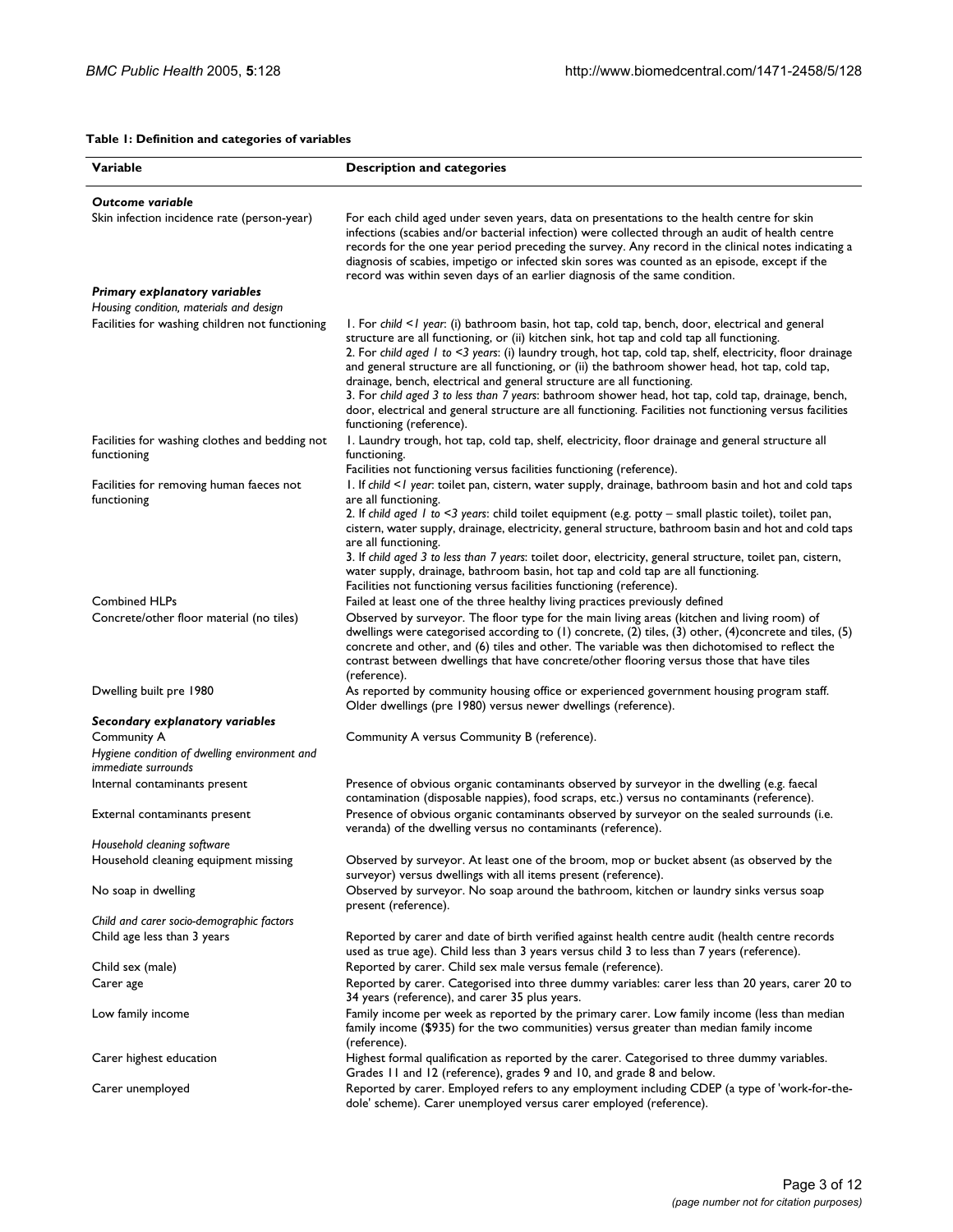**Table 1: Definition and categories of variables**

| Variable | Description and categories |
|---|---|
| ***Outcome variable*** | |
| Skin infection incidence rate (person-year) | For each child aged under seven years, data on presentations to the health centre for skin infections (scabies and/or bacterial infection) were collected through an audit of health centre records for the one year period preceding the survey. Any record in the clinical notes indicating a diagnosis of scabies, impetigo or infected skin sores was counted as an episode, except if the record was within seven days of an earlier diagnosis of the same condition. |
| ***Primary explanatory variables*** | |
| *Housing condition, materials and design* | |
| Facilities for washing children not functioning | 1. For *child <1 year*: (i) bathroom basin, hot tap, cold tap, bench, door, electrical and general structure are all functioning, or (ii) kitchen sink, hot tap and cold tap all functioning. 2. For *child aged 1 to <3 years*: (i) laundry trough, hot tap, cold tap, shelf, electricity, floor drainage and general structure are all functioning, or (ii) the bathroom shower head, hot tap, cold tap, drainage, bench, electrical and general structure are all functioning. 3. For *child aged 3 to less than 7 years*: bathroom shower head, hot tap, cold tap, drainage, bench, door, electrical and general structure are all functioning. Facilities not functioning versus facilities functioning (reference). |
| Facilities for washing clothes and bedding not functioning | 1. Laundry trough, hot tap, cold tap, shelf, electricity, floor drainage and general structure all functioning. Facilities not functioning versus facilities functioning (reference). |
| Facilities for removing human faeces not functioning | 1. If *child <1 year*: toilet pan, cistern, water supply, drainage, bathroom basin and hot and cold taps are all functioning. 2. If *child aged 1 to <3 years*: child toilet equipment (e.g. potty – small plastic toilet), toilet pan, cistern, water supply, drainage, electricity, general structure, bathroom basin and hot and cold taps are all functioning. 3. If *child aged 3 to less than 7 years*: toilet door, electricity, general structure, toilet pan, cistern, water supply, drainage, bathroom basin, hot tap and cold tap are all functioning. Facilities not functioning versus facilities functioning (reference). |
| Combined HLPs | Failed at least one of the three healthy living practices previously defined |
| Concrete/other floor material (no tiles) | Observed by surveyor. The floor type for the main living areas (kitchen and living room) of dwellings were categorised according to (1) concrete, (2) tiles, (3) other, (4)concrete and tiles, (5) concrete and other, and (6) tiles and other. The variable was then dichotomised to reflect the contrast between dwellings that have concrete/other flooring versus those that have tiles (reference). |
| Dwelling built pre 1980 | As reported by community housing office or experienced government housing program staff. Older dwellings (pre 1980) versus newer dwellings (reference). |
| ***Secondary explanatory variables*** | |
| Community A | Community A versus Community B (reference). |
| *Hygiene condition of dwelling environment and immediate surrounds* | |
| Internal contaminants present | Presence of obvious organic contaminants observed by surveyor in the dwelling (e.g. faecal contamination (disposable nappies), food scraps, etc.) versus no contaminants (reference). |
| External contaminants present | Presence of obvious organic contaminants observed by surveyor on the sealed surrounds (i.e. veranda) of the dwelling versus no contaminants (reference). |
| *Household cleaning software* | |
| Household cleaning equipment missing | Observed by surveyor. At least one of the broom, mop or bucket absent (as observed by the surveyor) versus dwellings with all items present (reference). |
| No soap in dwelling | Observed by surveyor. No soap around the bathroom, kitchen or laundry sinks versus soap present (reference). |
| *Child and carer socio-demographic factors* | |
| Child age less than 3 years | Reported by carer and date of birth verified against health centre audit (health centre records used as true age). Child less than 3 years versus child 3 to less than 7 years (reference). |
| Child sex (male) | Reported by carer. Child sex male versus female (reference). |
| Carer age | Reported by carer. Categorised into three dummy variables: carer less than 20 years, carer 20 to 34 years (reference), and carer 35 plus years. |
| Low family income | Family income per week as reported by the primary carer. Low family income (less than median family income ($935) for the two communities) versus greater than median family income (reference). |
| Carer highest education | Highest formal qualification as reported by the carer. Categorised to three dummy variables. Grades 11 and 12 (reference), grades 9 and 10, and grade 8 and below. |
| Carer unemployed | Reported by carer. Employed refers to any employment including CDEP (a type of 'work-for-the-dole' scheme). Carer unemployed versus carer employed (reference). |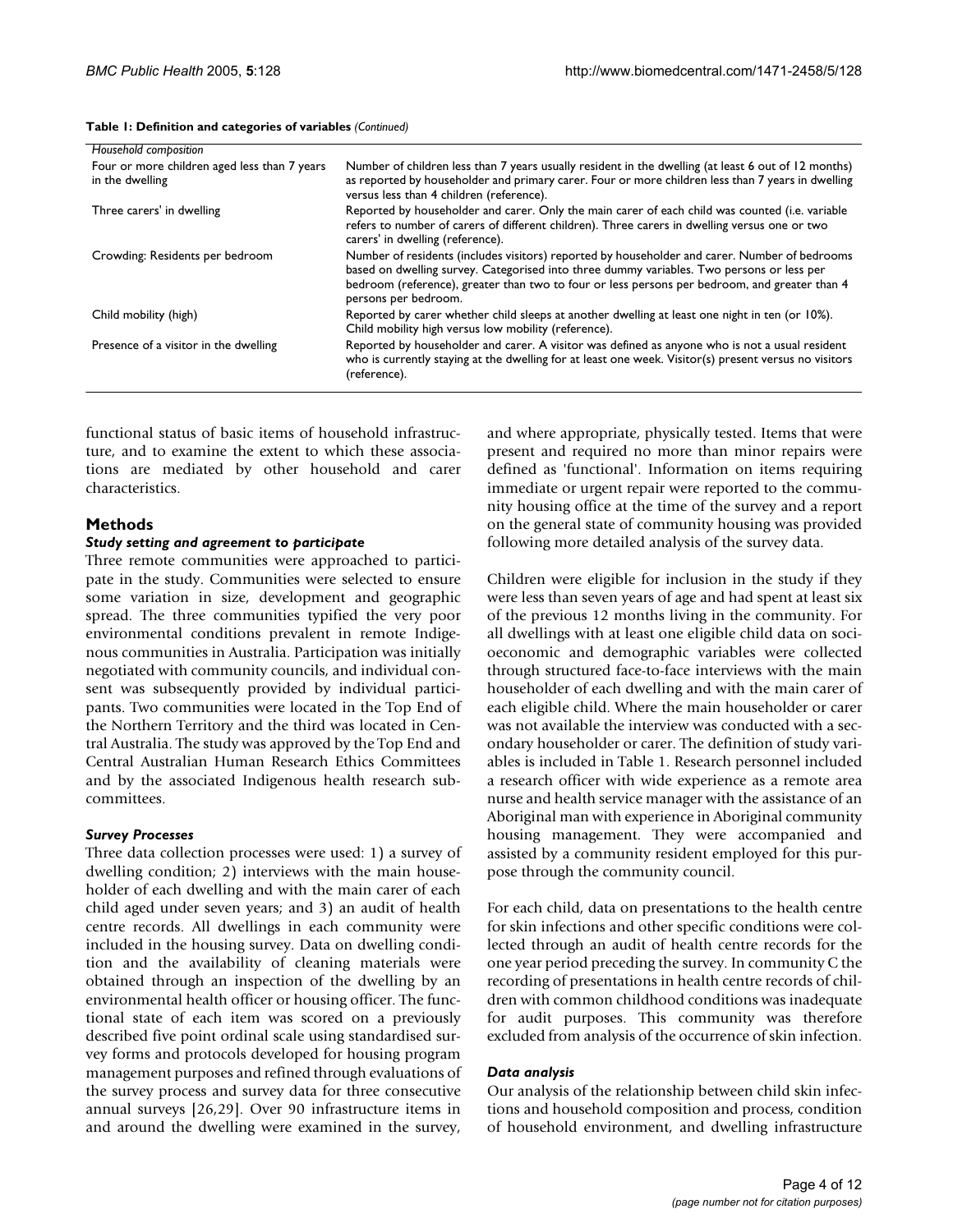**Table 1: Definition and categories of variables** *(Continued)*

| | |
|---|---|
| *Household composition* | |
| Four or more children aged less than 7 years in the dwelling | Number of children less than 7 years usually resident in the dwelling (at least 6 out of 12 months) as reported by householder and primary carer. Four or more children less than 7 years in dwelling versus less than 4 children (reference). |
| Three carers' in dwelling | Reported by householder and carer. Only the main carer of each child was counted (i.e. variable refers to number of carers of different children). Three carers in dwelling versus one or two carers' in dwelling (reference). |
| Crowding: Residents per bedroom | Number of residents (includes visitors) reported by householder and carer. Number of bedrooms based on dwelling survey. Categorised into three dummy variables. Two persons or less per bedroom (reference), greater than two to four or less persons per bedroom, and greater than 4 persons per bedroom. |
| Child mobility (high) | Reported by carer whether child sleeps at another dwelling at least one night in ten (or 10%). Child mobility high versus low mobility (reference). |
| Presence of a visitor in the dwelling | Reported by householder and carer. A visitor was defined as anyone who is not a usual resident who is currently staying at the dwelling for at least one week. Visitor(s) present versus no visitors (reference). |

functional status of basic items of household infrastructure, and to examine the extent to which these associations are mediated by other household and carer characteristics.

## Methods

### *Study setting and agreement to participate*

Three remote communities were approached to participate in the study. Communities were selected to ensure some variation in size, development and geographic spread. The three communities typified the very poor environmental conditions prevalent in remote Indigenous communities in Australia. Participation was initially negotiated with community councils, and individual consent was subsequently provided by individual participants. Two communities were located in the Top End of the Northern Territory and the third was located in Central Australia. The study was approved by the Top End and Central Australian Human Research Ethics Committees and by the associated Indigenous health research subcommittees.

### *Survey Processes*

Three data collection processes were used: 1) a survey of dwelling condition; 2) interviews with the main householder of each dwelling and with the main carer of each child aged under seven years; and 3) an audit of health centre records. All dwellings in each community were included in the housing survey. Data on dwelling condition and the availability of cleaning materials were obtained through an inspection of the dwelling by an environmental health officer or housing officer. The functional state of each item was scored on a previously described five point ordinal scale using standardised survey forms and protocols developed for housing program management purposes and refined through evaluations of the survey process and survey data for three consecutive annual surveys [26,29]. Over 90 infrastructure items in and around the dwelling were examined in the survey, and where appropriate, physically tested. Items that were present and required no more than minor repairs were defined as 'functional'. Information on items requiring immediate or urgent repair were reported to the community housing office at the time of the survey and a report on the general state of community housing was provided following more detailed analysis of the survey data.

Children were eligible for inclusion in the study if they were less than seven years of age and had spent at least six of the previous 12 months living in the community. For all dwellings with at least one eligible child data on socioeconomic and demographic variables were collected through structured face-to-face interviews with the main householder of each dwelling and with the main carer of each eligible child. Where the main householder or carer was not available the interview was conducted with a secondary householder or carer. The definition of study variables is included in Table 1. Research personnel included a research officer with wide experience as a remote area nurse and health service manager with the assistance of an Aboriginal man with experience in Aboriginal community housing management. They were accompanied and assisted by a community resident employed for this purpose through the community council.

For each child, data on presentations to the health centre for skin infections and other specific conditions were collected through an audit of health centre records for the one year period preceding the survey. In community C the recording of presentations in health centre records of children with common childhood conditions was inadequate for audit purposes. This community was therefore excluded from analysis of the occurrence of skin infection.

### *Data analysis*

Our analysis of the relationship between child skin infections and household composition and process, condition of household environment, and dwelling infrastructure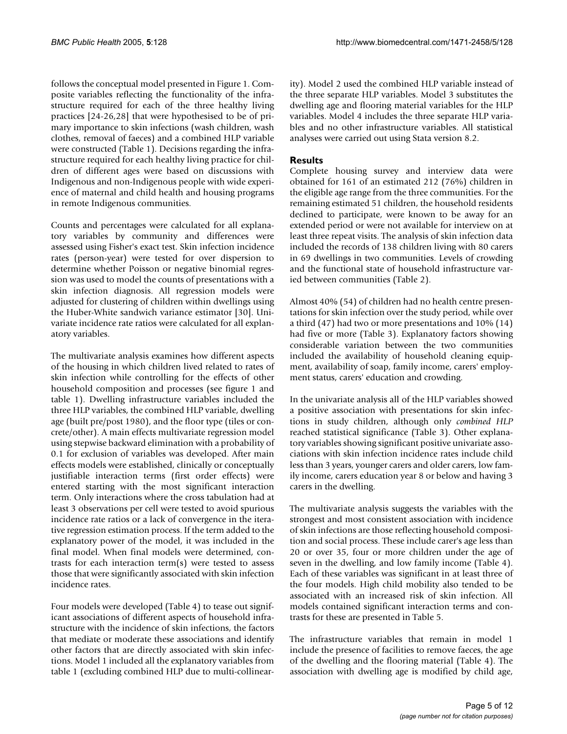follows the conceptual model presented in Figure 1. Composite variables reflecting the functionality of the infrastructure required for each of the three healthy living practices [24-26,28] that were hypothesised to be of primary importance to skin infections (wash children, wash clothes, removal of faeces) and a combined HLP variable were constructed (Table 1). Decisions regarding the infrastructure required for each healthy living practice for children of different ages were based on discussions with Indigenous and non-Indigenous people with wide experience of maternal and child health and housing programs in remote Indigenous communities.

Counts and percentages were calculated for all explanatory variables by community and differences were assessed using Fisher's exact test. Skin infection incidence rates (person-year) were tested for over dispersion to determine whether Poisson or negative binomial regression was used to model the counts of presentations with a skin infection diagnosis. All regression models were adjusted for clustering of children within dwellings using the Huber-White sandwich variance estimator [30]. Univariate incidence rate ratios were calculated for all explanatory variables.

The multivariate analysis examines how different aspects of the housing in which children lived related to rates of skin infection while controlling for the effects of other household composition and processes (see figure 1 and table 1). Dwelling infrastructure variables included the three HLP variables, the combined HLP variable, dwelling age (built pre/post 1980), and the floor type (tiles or concrete/other). A main effects multivariate regression model using stepwise backward elimination with a probability of 0.1 for exclusion of variables was developed. After main effects models were established, clinically or conceptually justifiable interaction terms (first order effects) were entered starting with the most significant interaction term. Only interactions where the cross tabulation had at least 3 observations per cell were tested to avoid spurious incidence rate ratios or a lack of convergence in the iterative regression estimation process. If the term added to the explanatory power of the model, it was included in the final model. When final models were determined, contrasts for each interaction term(s) were tested to assess those that were significantly associated with skin infection incidence rates.

Four models were developed (Table 4) to tease out significant associations of different aspects of household infrastructure with the incidence of skin infections, the factors that mediate or moderate these associations and identify other factors that are directly associated with skin infections. Model 1 included all the explanatory variables from table 1 (excluding combined HLP due to multi-collinearity). Model 2 used the combined HLP variable instead of the three separate HLP variables. Model 3 substitutes the dwelling age and flooring material variables for the HLP variables. Model 4 includes the three separate HLP variables and no other infrastructure variables. All statistical analyses were carried out using Stata version 8.2.

## Results

Complete housing survey and interview data were obtained for 161 of an estimated 212 (76%) children in the eligible age range from the three communities. For the remaining estimated 51 children, the household residents declined to participate, were known to be away for an extended period or were not available for interview on at least three repeat visits. The analysis of skin infection data included the records of 138 children living with 80 carers in 69 dwellings in two communities. Levels of crowding and the functional state of household infrastructure varied between communities (Table 2).

Almost 40% (54) of children had no health centre presentations for skin infection over the study period, while over a third (47) had two or more presentations and 10% (14) had five or more (Table 3). Explanatory factors showing considerable variation between the two communities included the availability of household cleaning equipment, availability of soap, family income, carers' employment status, carers' education and crowding.

In the univariate analysis all of the HLP variables showed a positive association with presentations for skin infections in study children, although only *combined HLP* reached statistical significance (Table 3). Other explanatory variables showing significant positive univariate associations with skin infection incidence rates include child less than 3 years, younger carers and older carers, low family income, carers education year 8 or below and having 3 carers in the dwelling.

The multivariate analysis suggests the variables with the strongest and most consistent association with incidence of skin infections are those reflecting household composition and social process. These include carer's age less than 20 or over 35, four or more children under the age of seven in the dwelling, and low family income (Table 4). Each of these variables was significant in at least three of the four models. High child mobility also tended to be associated with an increased risk of skin infection. All models contained significant interaction terms and contrasts for these are presented in Table 5.

The infrastructure variables that remain in model 1 include the presence of facilities to remove faeces, the age of the dwelling and the flooring material (Table 4). The association with dwelling age is modified by child age,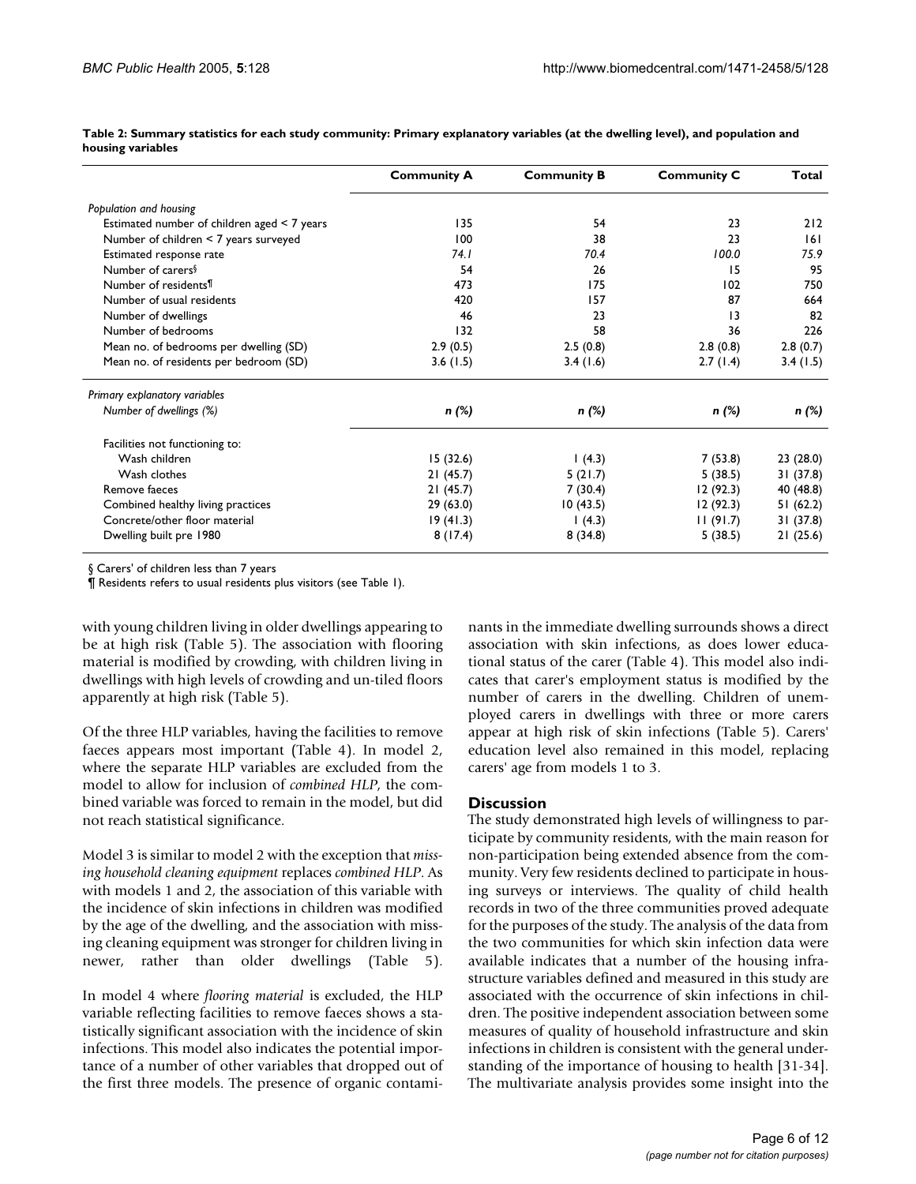**Table 2: Summary statistics for each study community: Primary explanatory variables (at the dwelling level), and population and housing variables**

| | Community A | Community B | Community C | Total |
|---|---|---|---|---|
| *Population and housing* | | | | |
| Estimated number of children aged < 7 years | 135 | 54 | 23 | 212 |
| Number of children < 7 years surveyed | 100 | 38 | 23 | 161 |
| Estimated response rate | *74.1* | *70.4* | *100.0* | *75.9* |
| Number of carers§ | 54 | 26 | 15 | 95 |
| Number of residents¶ | 473 | 175 | 102 | 750 |
| Number of usual residents | 420 | 157 | 87 | 664 |
| Number of dwellings | 46 | 23 | 13 | 82 |
| Number of bedrooms | 132 | 58 | 36 | 226 |
| Mean no. of bedrooms per dwelling (SD) | 2.9 (0.5) | 2.5 (0.8) | 2.8 (0.8) | 2.8 (0.7) |
| Mean no. of residents per bedroom (SD) | 3.6 (1.5) | 3.4 (1.6) | 2.7 (1.4) | 3.4 (1.5) |
| *Primary explanatory variables* | | | | |
| *Number of dwellings (%)* | *n (%)* | *n (%)* | *n (%)* | *n (%)* |
| Facilities not functioning to: | | | | |
| Wash children | 15 (32.6) | 1 (4.3) | 7 (53.8) | 23 (28.0) |
| Wash clothes | 21 (45.7) | 5 (21.7) | 5 (38.5) | 31 (37.8) |
| Remove faeces | 21 (45.7) | 7 (30.4) | 12 (92.3) | 40 (48.8) |
| Combined healthy living practices | 29 (63.0) | 10 (43.5) | 12 (92.3) | 51 (62.2) |
| Concrete/other floor material | 19 (41.3) | 1 (4.3) | 11 (91.7) | 31 (37.8) |
| Dwelling built pre 1980 | 8 (17.4) | 8 (34.8) | 5 (38.5) | 21 (25.6) |

§ Carers' of children less than 7 years
¶ Residents refers to usual residents plus visitors (see Table 1).

with young children living in older dwellings appearing to be at high risk (Table 5). The association with flooring material is modified by crowding, with children living in dwellings with high levels of crowding and un-tiled floors apparently at high risk (Table 5).

Of the three HLP variables, having the facilities to remove faeces appears most important (Table 4). In model 2, where the separate HLP variables are excluded from the model to allow for inclusion of *combined HLP*, the combined variable was forced to remain in the model, but did not reach statistical significance.

Model 3 is similar to model 2 with the exception that *missing household cleaning equipment* replaces *combined HLP*. As with models 1 and 2, the association of this variable with the incidence of skin infections in children was modified by the age of the dwelling, and the association with missing cleaning equipment was stronger for children living in newer, rather than older dwellings (Table 5).

In model 4 where *flooring material* is excluded, the HLP variable reflecting facilities to remove faeces shows a statistically significant association with the incidence of skin infections. This model also indicates the potential importance of a number of other variables that dropped out of the first three models. The presence of organic contaminants in the immediate dwelling surrounds shows a direct association with skin infections, as does lower educational status of the carer (Table 4). This model also indicates that carer's employment status is modified by the number of carers in the dwelling. Children of unemployed carers in dwellings with three or more carers appear at high risk of skin infections (Table 5). Carers' education level also remained in this model, replacing carers' age from models 1 to 3.

## Discussion

The study demonstrated high levels of willingness to participate by community residents, with the main reason for non-participation being extended absence from the community. Very few residents declined to participate in housing surveys or interviews. The quality of child health records in two of the three communities proved adequate for the purposes of the study. The analysis of the data from the two communities for which skin infection data were available indicates that a number of the housing infrastructure variables defined and measured in this study are associated with the occurrence of skin infections in children. The positive independent association between some measures of quality of household infrastructure and skin infections in children is consistent with the general understanding of the importance of housing to health [31-34]. The multivariate analysis provides some insight into the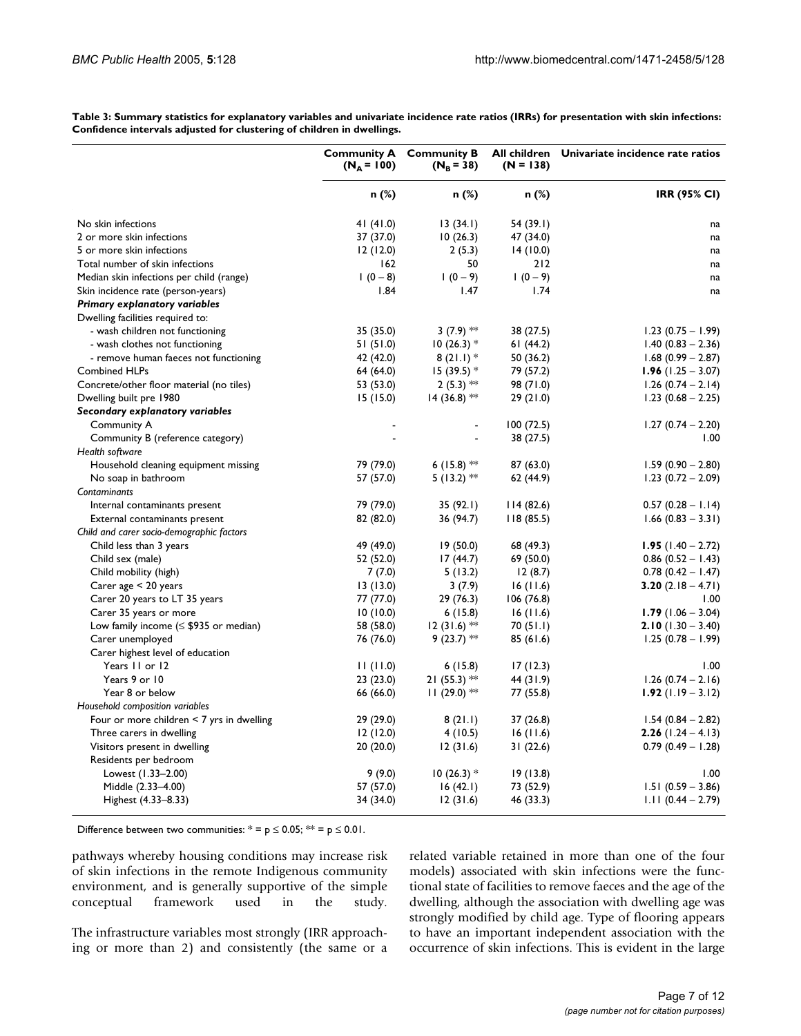**Table 3: Summary statistics for explanatory variables and univariate incidence rate ratios (IRRs) for presentation with skin infections: Confidence intervals adjusted for clustering of children in dwellings.**

| | Community A ($N_A$ = 100) | Community B ($N_B$ = 38) | All children (N = 138) | Univariate incidence rate ratios |
|---|---|---|---|---|
| | n (%) | n (%) | n (%) | IRR (95% CI) |
| No skin infections | 41 (41.0) | 13 (34.1) | 54 (39.1) | na |
| 2 or more skin infections | 37 (37.0) | 10 (26.3) | 47 (34.0) | na |
| 5 or more skin infections | 12 (12.0) | 2 (5.3) | 14 (10.0) | na |
| Total number of skin infections | 162 | 50 | 212 | na |
| Median skin infections per child (range) | 1 (0 – 8) | 1 (0 – 9) | 1 (0 – 9) | na |
| Skin incidence rate (person-years) | 1.84 | 1.47 | 1.74 | na |
| ***Primary explanatory variables*** | | | | |
| Dwelling facilities required to: | | | | |
| - wash children not functioning | 35 (35.0) | 3 (7.9) ** | 38 (27.5) | 1.23 (0.75 – 1.99) |
| - wash clothes not functioning | 51 (51.0) | 10 (26.3) * | 61 (44.2) | 1.40 (0.83 – 2.36) |
| - remove human faeces not functioning | 42 (42.0) | 8 (21.1) * | 50 (36.2) | 1.68 (0.99 – 2.87) |
| Combined HLPs | 64 (64.0) | 15 (39.5) * | 79 (57.2) | **1.96** (1.25 – 3.07) |
| Concrete/other floor material (no tiles) | 53 (53.0) | 2 (5.3) ** | 98 (71.0) | 1.26 (0.74 – 2.14) |
| Dwelling built pre 1980 | 15 (15.0) | 14 (36.8) ** | 29 (21.0) | 1.23 (0.68 – 2.25) |
| ***Secondary explanatory variables*** | | | | |
| Community A | - | - | 100 (72.5) | 1.27 (0.74 – 2.20) |
| Community B (reference category) | - | - | 38 (27.5) | 1.00 |
| *Health software* | | | | |
| Household cleaning equipment missing | 79 (79.0) | 6 (15.8) ** | 87 (63.0) | 1.59 (0.90 – 2.80) |
| No soap in bathroom | 57 (57.0) | 5 (13.2) ** | 62 (44.9) | 1.23 (0.72 – 2.09) |
| *Contaminants* | | | | |
| Internal contaminants present | 79 (79.0) | 35 (92.1) | 114 (82.6) | 0.57 (0.28 – 1.14) |
| External contaminants present | 82 (82.0) | 36 (94.7) | 118 (85.5) | 1.66 (0.83 – 3.31) |
| *Child and carer socio-demographic factors* | | | | |
| Child less than 3 years | 49 (49.0) | 19 (50.0) | 68 (49.3) | **1.95** (1.40 – 2.72) |
| Child sex (male) | 52 (52.0) | 17 (44.7) | 69 (50.0) | 0.86 (0.52 – 1.43) |
| Child mobility (high) | 7 (7.0) | 5 (13.2) | 12 (8.7) | 0.78 (0.42 – 1.47) |
| Carer age < 20 years | 13 (13.0) | 3 (7.9) | 16 (11.6) | **3.20** (2.18 – 4.71) |
| Carer 20 years to LT 35 years | 77 (77.0) | 29 (76.3) | 106 (76.8) | 1.00 |
| Carer 35 years or more | 10 (10.0) | 6 (15.8) | 16 (11.6) | **1.79** (1.06 – 3.04) |
| Low family income (≤ $935 or median) | 58 (58.0) | 12 (31.6) ** | 70 (51.1) | **2.10** (1.30 – 3.40) |
| Carer unemployed | 76 (76.0) | 9 (23.7) ** | 85 (61.6) | 1.25 (0.78 – 1.99) |
| Carer highest level of education | | | | |
| Years 11 or 12 | 11 (11.0) | 6 (15.8) | 17 (12.3) | 1.00 |
| Years 9 or 10 | 23 (23.0) | 21 (55.3) ** | 44 (31.9) | 1.26 (0.74 – 2.16) |
| Year 8 or below | 66 (66.0) | 11 (29.0) ** | 77 (55.8) | **1.92** (1.19 – 3.12) |
| *Household composition variables* | | | | |
| Four or more children < 7 yrs in dwelling | 29 (29.0) | 8 (21.1) | 37 (26.8) | 1.54 (0.84 – 2.82) |
| Three carers in dwelling | 12 (12.0) | 4 (10.5) | 16 (11.6) | **2.26** (1.24 – 4.13) |
| Visitors present in dwelling | 20 (20.0) | 12 (31.6) | 31 (22.6) | 0.79 (0.49 – 1.28) |
| Residents per bedroom | | | | |
| Lowest (1.33–2.00) | 9 (9.0) | 10 (26.3) * | 19 (13.8) | 1.00 |
| Middle (2.33–4.00) | 57 (57.0) | 16 (42.1) | 73 (52.9) | 1.51 (0.59 – 3.86) |
| Highest (4.33–8.33) | 34 (34.0) | 12 (31.6) | 46 (33.3) | 1.11 (0.44 – 2.79) |

Difference between two communities: * = $p \leq 0.05$; ** = $p \leq 0.01$.

pathways whereby housing conditions may increase risk of skin infections in the remote Indigenous community environment, and is generally supportive of the simple conceptual framework used in the study.

The infrastructure variables most strongly (IRR approaching or more than 2) and consistently (the same or a related variable retained in more than one of the four models) associated with skin infections were the functional state of facilities to remove faeces and the age of the dwelling, although the association with dwelling age was strongly modified by child age. Type of flooring appears to have an important independent association with the occurrence of skin infections. This is evident in the large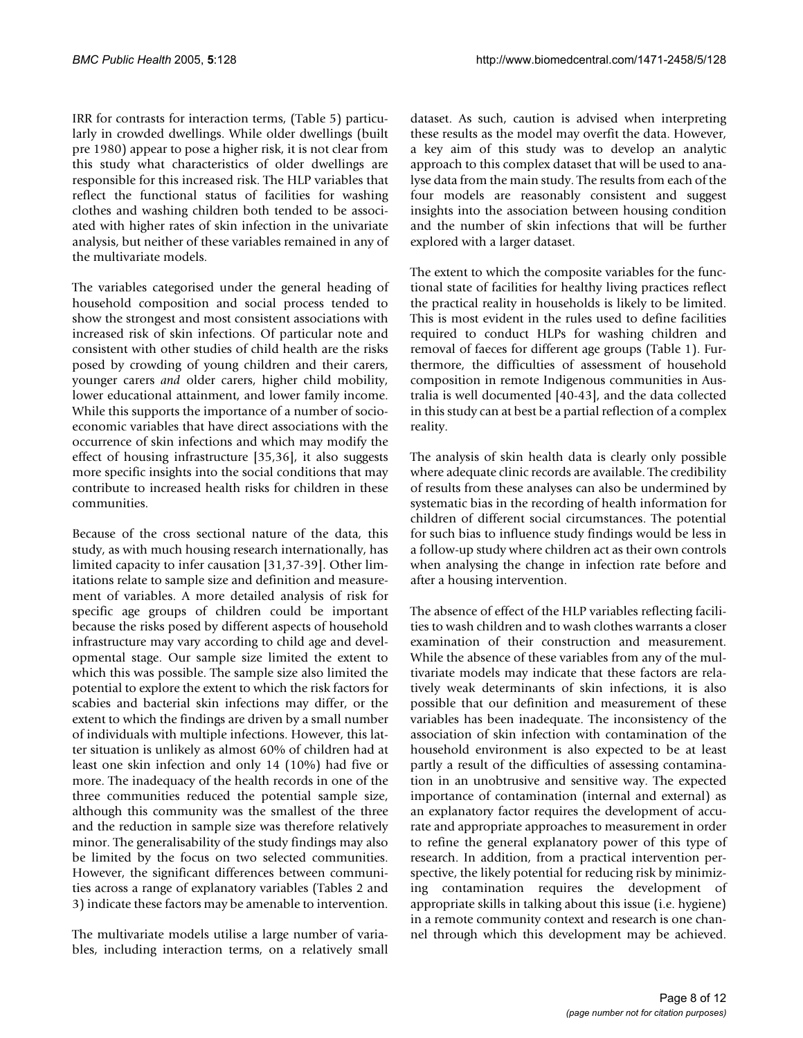IRR for contrasts for interaction terms, (Table 5) particularly in crowded dwellings. While older dwellings (built pre 1980) appear to pose a higher risk, it is not clear from this study what characteristics of older dwellings are responsible for this increased risk. The HLP variables that reflect the functional status of facilities for washing clothes and washing children both tended to be associated with higher rates of skin infection in the univariate analysis, but neither of these variables remained in any of the multivariate models.

The variables categorised under the general heading of household composition and social process tended to show the strongest and most consistent associations with increased risk of skin infections. Of particular note and consistent with other studies of child health are the risks posed by crowding of young children and their carers, younger carers *and* older carers, higher child mobility, lower educational attainment, and lower family income. While this supports the importance of a number of socio-economic variables that have direct associations with the occurrence of skin infections and which may modify the effect of housing infrastructure [35,36], it also suggests more specific insights into the social conditions that may contribute to increased health risks for children in these communities.

Because of the cross sectional nature of the data, this study, as with much housing research internationally, has limited capacity to infer causation [31,37-39]. Other limitations relate to sample size and definition and measurement of variables. A more detailed analysis of risk for specific age groups of children could be important because the risks posed by different aspects of household infrastructure may vary according to child age and developmental stage. Our sample size limited the extent to which this was possible. The sample size also limited the potential to explore the extent to which the risk factors for scabies and bacterial skin infections may differ, or the extent to which the findings are driven by a small number of individuals with multiple infections. However, this latter situation is unlikely as almost 60% of children had at least one skin infection and only 14 (10%) had five or more. The inadequacy of the health records in one of the three communities reduced the potential sample size, although this community was the smallest of the three and the reduction in sample size was therefore relatively minor. The generalisability of the study findings may also be limited by the focus on two selected communities. However, the significant differences between communities across a range of explanatory variables (Tables 2 and 3) indicate these factors may be amenable to intervention.

The multivariate models utilise a large number of variables, including interaction terms, on a relatively small dataset. As such, caution is advised when interpreting these results as the model may overfit the data. However, a key aim of this study was to develop an analytic approach to this complex dataset that will be used to analyse data from the main study. The results from each of the four models are reasonably consistent and suggest insights into the association between housing condition and the number of skin infections that will be further explored with a larger dataset.

The extent to which the composite variables for the functional state of facilities for healthy living practices reflect the practical reality in households is likely to be limited. This is most evident in the rules used to define facilities required to conduct HLPs for washing children and removal of faeces for different age groups (Table 1). Furthermore, the difficulties of assessment of household composition in remote Indigenous communities in Australia is well documented [40-43], and the data collected in this study can at best be a partial reflection of a complex reality.

The analysis of skin health data is clearly only possible where adequate clinic records are available. The credibility of results from these analyses can also be undermined by systematic bias in the recording of health information for children of different social circumstances. The potential for such bias to influence study findings would be less in a follow-up study where children act as their own controls when analysing the change in infection rate before and after a housing intervention.

The absence of effect of the HLP variables reflecting facilities to wash children and to wash clothes warrants a closer examination of their construction and measurement. While the absence of these variables from any of the multivariate models may indicate that these factors are relatively weak determinants of skin infections, it is also possible that our definition and measurement of these variables has been inadequate. The inconsistency of the association of skin infection with contamination of the household environment is also expected to be at least partly a result of the difficulties of assessing contamination in an unobtrusive and sensitive way. The expected importance of contamination (internal and external) as an explanatory factor requires the development of accurate and appropriate approaches to measurement in order to refine the general explanatory power of this type of research. In addition, from a practical intervention perspective, the likely potential for reducing risk by minimizing contamination requires the development of appropriate skills in talking about this issue (i.e. hygiene) in a remote community context and research is one channel through which this development may be achieved.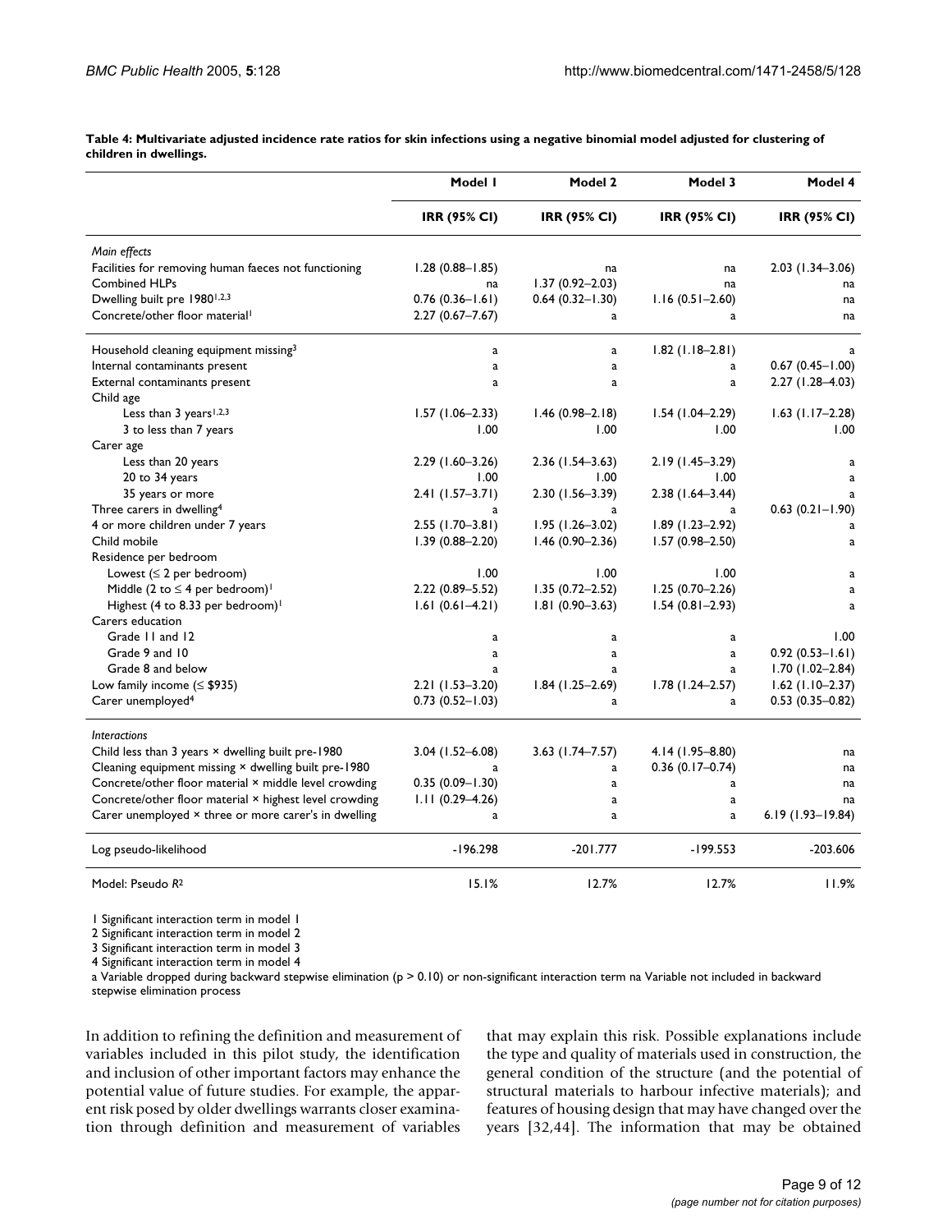**Table 4: Multivariate adjusted incidence rate ratios for skin infections using a negative binomial model adjusted for clustering of children in dwellings.**

| | Model 1 | Model 2 | Model 3 | Model 4 |
|---|---|---|---|---|
| | IRR (95% CI) | IRR (95% CI) | IRR (95% CI) | IRR (95% CI) |
| *Main effects* | | | | |
| Facilities for removing human faeces not functioning | 1.28 (0.88–1.85) | na | na | 2.03 (1.34–3.06) |
| Combined HLPs | na | 1.37 (0.92–2.03) | na | na |
| Dwelling built pre 1980[1,2,3] | 0.76 (0.36–1.61) | 0.64 (0.32–1.30) | 1.16 (0.51–2.60) | na |
| Concrete/other floor material[1] | 2.27 (0.67–7.67) | a | a | na |
| Household cleaning equipment missing[3] | a | a | 1.82 (1.18–2.81) | a |
| Internal contaminants present | a | a | a | 0.67 (0.45–1.00) |
| External contaminants present | a | a | a | 2.27 (1.28–4.03) |
| Child age | | | | |
| Less than 3 years[1,2,3] | 1.57 (1.06–2.33) | 1.46 (0.98–2.18) | 1.54 (1.04–2.29) | 1.63 (1.17–2.28) |
| 3 to less than 7 years | 1.00 | 1.00 | 1.00 | 1.00 |
| Carer age | | | | |
| Less than 20 years | 2.29 (1.60–3.26) | 2.36 (1.54–3.63) | 2.19 (1.45–3.29) | a |
| 20 to 34 years | 1.00 | 1.00 | 1.00 | a |
| 35 years or more | 2.41 (1.57–3.71) | 2.30 (1.56–3.39) | 2.38 (1.64–3.44) | a |
| Three carers in dwelling[4] | a | a | a | 0.63 (0.21–1.90) |
| 4 or more children under 7 years | 2.55 (1.70–3.81) | 1.95 (1.26–3.02) | 1.89 (1.23–2.92) | a |
| Child mobile | 1.39 (0.88–2.20) | 1.46 (0.90–2.36) | 1.57 (0.98–2.50) | a |
| Residence per bedroom | | | | |
| Lowest (≤ 2 per bedroom) | 1.00 | 1.00 | 1.00 | a |
| Middle (2 to ≤ 4 per bedroom)[1] | 2.22 (0.89–5.52) | 1.35 (0.72–2.52) | 1.25 (0.70–2.26) | a |
| Highest (4 to 8.33 per bedroom)[1] | 1.61 (0.61–4.21) | 1.81 (0.90–3.63) | 1.54 (0.81–2.93) | a |
| Carers education | | | | |
| Grade 11 and 12 | a | a | a | 1.00 |
| Grade 9 and 10 | a | a | a | 0.92 (0.53–1.61) |
| Grade 8 and below | a | a | a | 1.70 (1.02–2.84) |
| Low family income (≤ $935) | 2.21 (1.53–3.20) | 1.84 (1.25–2.69) | 1.78 (1.24–2.57) | 1.62 (1.10–2.37) |
| Carer unemployed[4] | 0.73 (0.52–1.03) | a | a | 0.53 (0.35–0.82) |
| *Interactions* | | | | |
| Child less than 3 years × dwelling built pre-1980 | 3.04 (1.52–6.08) | 3.63 (1.74–7.57) | 4.14 (1.95–8.80) | na |
| Cleaning equipment missing × dwelling built pre-1980 | a | a | 0.36 (0.17–0.74) | na |
| Concrete/other floor material × middle level crowding | 0.35 (0.09–1.30) | a | a | na |
| Concrete/other floor material × highest level crowding | 1.11 (0.29–4.26) | a | a | na |
| Carer unemployed × three or more carer's in dwelling | a | a | a | 6.19 (1.93–19.84) |
| Log pseudo-likelihood | -196.298 | -201.777 | -199.553 | -203.606 |
| Model: Pseudo $R^2$ | 15.1% | 12.7% | 12.7% | 11.9% |

1 Significant interaction term in model 1
2 Significant interaction term in model 2
3 Significant interaction term in model 3
4 Significant interaction term in model 4
a Variable dropped during backward stepwise elimination ($p > 0.10$) or non-significant interaction term na Variable not included in backward stepwise elimination process

In addition to refining the definition and measurement of variables included in this pilot study, the identification and inclusion of other important factors may enhance the potential value of future studies. For example, the apparent risk posed by older dwellings warrants closer examination through definition and measurement of variables that may explain this risk. Possible explanations include the type and quality of materials used in construction, the general condition of the structure (and the potential of structural materials to harbour infective materials); and features of housing design that may have changed over the years [32,44]. The information that may be obtained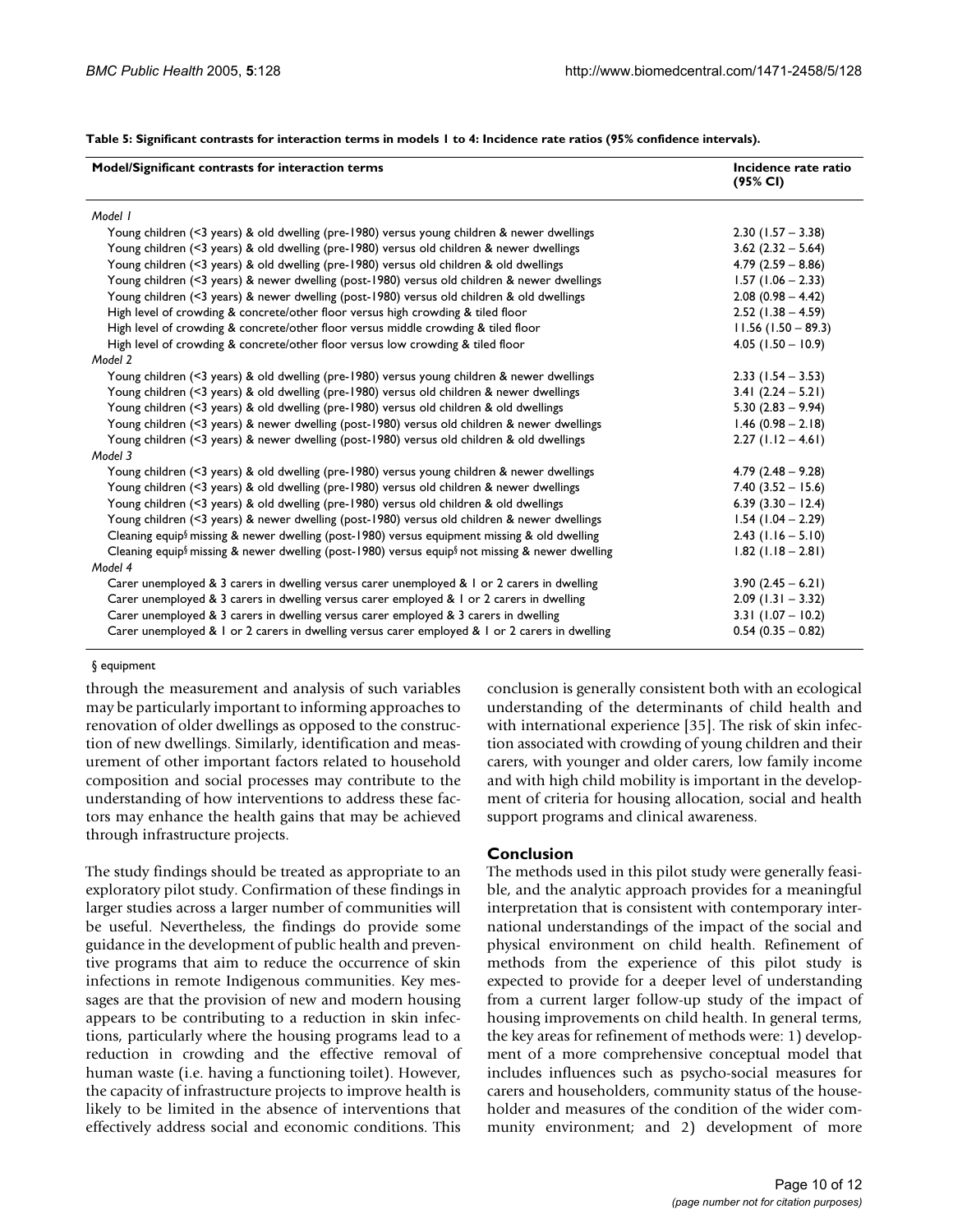**Table 5: Significant contrasts for interaction terms in models 1 to 4: Incidence rate ratios (95% confidence intervals).**

| Model/Significant contrasts for interaction terms | Incidence rate ratio (95% CI) |
|---|---|
| *Model 1* | |
| Young children (<3 years) & old dwelling (pre-1980) versus young children & newer dwellings | 2.30 (1.57 – 3.38) |
| Young children (<3 years) & old dwelling (pre-1980) versus old children & newer dwellings | 3.62 (2.32 – 5.64) |
| Young children (<3 years) & old dwelling (pre-1980) versus old children & old dwellings | 4.79 (2.59 – 8.86) |
| Young children (<3 years) & newer dwelling (post-1980) versus old children & newer dwellings | 1.57 (1.06 – 2.33) |
| Young children (<3 years) & newer dwelling (post-1980) versus old children & old dwellings | 2.08 (0.98 – 4.42) |
| High level of crowding & concrete/other floor versus high crowding & tiled floor | 2.52 (1.38 – 4.59) |
| High level of crowding & concrete/other floor versus middle crowding & tiled floor | 11.56 (1.50 – 89.3) |
| High level of crowding & concrete/other floor versus low crowding & tiled floor | 4.05 (1.50 – 10.9) |
| *Model 2* | |
| Young children (<3 years) & old dwelling (pre-1980) versus young children & newer dwellings | 2.33 (1.54 – 3.53) |
| Young children (<3 years) & old dwelling (pre-1980) versus old children & newer dwellings | 3.41 (2.24 – 5.21) |
| Young children (<3 years) & old dwelling (pre-1980) versus old children & old dwellings | 5.30 (2.83 – 9.94) |
| Young children (<3 years) & newer dwelling (post-1980) versus old children & newer dwellings | 1.46 (0.98 – 2.18) |
| Young children (<3 years) & newer dwelling (post-1980) versus old children & old dwellings | 2.27 (1.12 – 4.61) |
| *Model 3* | |
| Young children (<3 years) & old dwelling (pre-1980) versus young children & newer dwellings | 4.79 (2.48 – 9.28) |
| Young children (<3 years) & old dwelling (pre-1980) versus old children & newer dwellings | 7.40 (3.52 – 15.6) |
| Young children (<3 years) & old dwelling (pre-1980) versus old children & old dwellings | 6.39 (3.30 – 12.4) |
| Young children (<3 years) & newer dwelling (post-1980) versus old children & newer dwellings | 1.54 (1.04 – 2.29) |
| Cleaning equip§ missing & newer dwelling (post-1980) versus equipment missing & old dwelling | 2.43 (1.16 – 5.10) |
| Cleaning equip§ missing & newer dwelling (post-1980) versus equip§ not missing & newer dwelling | 1.82 (1.18 – 2.81) |
| *Model 4* | |
| Carer unemployed & 3 carers in dwelling versus carer unemployed & 1 or 2 carers in dwelling | 3.90 (2.45 – 6.21) |
| Carer unemployed & 3 carers in dwelling versus carer employed & 1 or 2 carers in dwelling | 2.09 (1.31 – 3.32) |
| Carer unemployed & 3 carers in dwelling versus carer employed & 3 carers in dwelling | 3.31 (1.07 – 10.2) |
| Carer unemployed & 1 or 2 carers in dwelling versus carer employed & 1 or 2 carers in dwelling | 0.54 (0.35 – 0.82) |

§ equipment

through the measurement and analysis of such variables may be particularly important to informing approaches to renovation of older dwellings as opposed to the construction of new dwellings. Similarly, identification and measurement of other important factors related to household composition and social processes may contribute to the understanding of how interventions to address these factors may enhance the health gains that may be achieved through infrastructure projects.

The study findings should be treated as appropriate to an exploratory pilot study. Confirmation of these findings in larger studies across a larger number of communities will be useful. Nevertheless, the findings do provide some guidance in the development of public health and preventive programs that aim to reduce the occurrence of skin infections in remote Indigenous communities. Key messages are that the provision of new and modern housing appears to be contributing to a reduction in skin infections, particularly where the housing programs lead to a reduction in crowding and the effective removal of human waste (i.e. having a functioning toilet). However, the capacity of infrastructure projects to improve health is likely to be limited in the absence of interventions that effectively address social and economic conditions. This conclusion is generally consistent both with an ecological understanding of the determinants of child health and with international experience [35]. The risk of skin infection associated with crowding of young children and their carers, with younger and older carers, low family income and with high child mobility is important in the development of criteria for housing allocation, social and health support programs and clinical awareness.

## Conclusion

The methods used in this pilot study were generally feasible, and the analytic approach provides for a meaningful interpretation that is consistent with contemporary international understandings of the impact of the social and physical environment on child health. Refinement of methods from the experience of this pilot study is expected to provide for a deeper level of understanding from a current larger follow-up study of the impact of housing improvements on child health. In general terms, the key areas for refinement of methods were: 1) development of a more comprehensive conceptual model that includes influences such as psycho-social measures for carers and householders, community status of the householder and measures of the condition of the wider community environment; and 2) development of more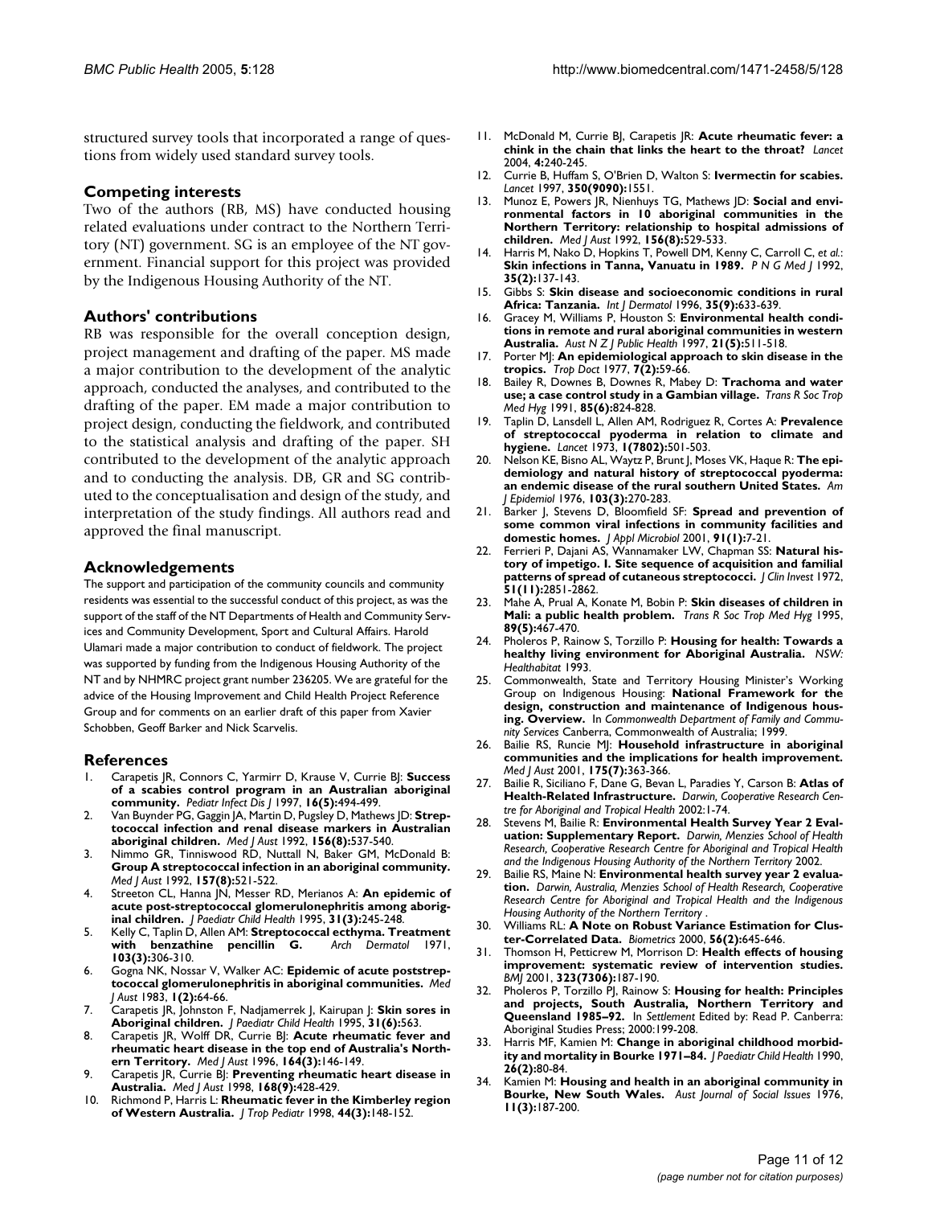structured survey tools that incorporated a range of questions from widely used standard survey tools.

## Competing interests

Two of the authors (RB, MS) have conducted housing related evaluations under contract to the Northern Territory (NT) government. SG is an employee of the NT government. Financial support for this project was provided by the Indigenous Housing Authority of the NT.

## Authors' contributions

RB was responsible for the overall conception design, project management and drafting of the paper. MS made a major contribution to the development of the analytic approach, conducted the analyses, and contributed to the drafting of the paper. EM made a major contribution to project design, conducting the fieldwork, and contributed to the statistical analysis and drafting of the paper. SH contributed to the development of the analytic approach and to conducting the analysis. DB, GR and SG contributed to the conceptualisation and design of the study, and interpretation of the study findings. All authors read and approved the final manuscript.

## Acknowledgements

The support and participation of the community councils and community residents was essential to the successful conduct of this project, as was the support of the staff of the NT Departments of Health and Community Services and Community Development, Sport and Cultural Affairs. Harold Ulamari made a major contribution to conduct of fieldwork. The project was supported by funding from the Indigenous Housing Authority of the NT and by NHMRC project grant number 236205. We are grateful for the advice of the Housing Improvement and Child Health Project Reference Group and for comments on an earlier draft of this paper from Xavier Schobben, Geoff Barker and Nick Scarvelis.

## References

1. Carapetis JR, Connors C, Yarmirr D, Krause V, Currie BJ: **Success of a scabies control program in an Australian aboriginal community.** *Pediatr Infect Dis J* 1997, **16(5):**494-499.
2. Van Buynder PG, Gaggin JA, Martin D, Pugsley D, Mathews JD: **Streptococcal infection and renal disease markers in Australian aboriginal children.** *Med J Aust* 1992, **156(8):**537-540.
3. Nimmo GR, Tinniswood RD, Nuttall N, Baker GM, McDonald B: **Group A streptococcal infection in an aboriginal community.** *Med J Aust* 1992, **157(8):**521-522.
4. Streeton CL, Hanna JN, Messer RD, Merianos A: **An epidemic of acute post-streptococcal glomerulonephritis among aboriginal children.** *J Paediatr Child Health* 1995, **31(3):**245-248.
5. Kelly C, Taplin D, Allen AM: **Streptococcal ecthyma. Treatment with benzathine pencillin G.** *Arch Dermatol* 1971, **103(3):**306-310.
6. Gogna NK, Nossar V, Walker AC: **Epidemic of acute poststreptococcal glomerulonephritis in aboriginal communities.** *Med J Aust* 1983, **1(2):**64-66.
7. Carapetis JR, Johnston F, Nadjamerrek J, Kairupan J: **Skin sores in Aboriginal children.** *J Paediatr Child Health* 1995, **31(6):**563.
8. Carapetis JR, Wolff DR, Currie BJ: **Acute rheumatic fever and rheumatic heart disease in the top end of Australia's Northern Territory.** *Med J Aust* 1996, **164(3):**146-149.
9. Carapetis JR, Currie BJ: **Preventing rheumatic heart disease in Australia.** *Med J Aust* 1998, **168(9):**428-429.
10. Richmond P, Harris L: **Rheumatic fever in the Kimberley region of Western Australia.** *J Trop Pediatr* 1998, **44(3):**148-152.
11. McDonald M, Currie BJ, Carapetis JR: **Acute rheumatic fever: a chink in the chain that links the heart to the throat?** *Lancet* 2004, **4:**240-245.
12. Currie B, Huffam S, O'Brien D, Walton S: **Ivermectin for scabies.** *Lancet* 1997, **350(9090):**1551.
13. Munoz E, Powers JR, Nienhuys TG, Mathews JD: **Social and environmental factors in 10 aboriginal communities in the Northern Territory: relationship to hospital admissions of children.** *Med J Aust* 1992, **156(8):**529-533.
14. Harris M, Nako D, Hopkins T, Powell DM, Kenny C, Carroll C, *et al.*: **Skin infections in Tanna, Vanuatu in 1989.** *P N G Med J* 1992, **35(2):**137-143.
15. Gibbs S: **Skin disease and socioeconomic conditions in rural Africa: Tanzania.** *Int J Dermatol* 1996, **35(9):**633-639.
16. Gracey M, Williams P, Houston S: **Environmental health conditions in remote and rural aboriginal communities in western Australia.** *Aust N Z J Public Health* 1997, **21(5):**511-518.
17. Porter MJ: **An epidemiological approach to skin disease in the tropics.** *Trop Doct* 1977, **7(2):**59-66.
18. Bailey R, Downes B, Downes R, Mabey D: **Trachoma and water use; a case control study in a Gambian village.** *Trans R Soc Trop Med Hyg* 1991, **85(6):**824-828.
19. Taplin D, Lansdell L, Allen AM, Rodriguez R, Cortes A: **Prevalence of streptococcal pyoderma in relation to climate and hygiene.** *Lancet* 1973, **1(7802):**501-503.
20. Nelson KE, Bisno AL, Waytz P, Brunt J, Moses VK, Haque R: **The epidemiology and natural history of streptococcal pyoderma: an endemic disease of the rural southern United States.** *Am J Epidemiol* 1976, **103(3):**270-283.
21. Barker J, Stevens D, Bloomfield SF: **Spread and prevention of some common viral infections in community facilities and domestic homes.** *J Appl Microbiol* 2001, **91(1):**7-21.
22. Ferrieri P, Dajani AS, Wannamaker LW, Chapman SS: **Natural history of impetigo. I. Site sequence of acquisition and familial patterns of spread of cutaneous streptococci.** *J Clin Invest* 1972, **51(11):**2851-2862.
23. Mahe A, Prual A, Konate M, Bobin P: **Skin diseases of children in Mali: a public health problem.** *Trans R Soc Trop Med Hyg* 1995, **89(5):**467-470.
24. Pholeros P, Rainow S, Torzillo P: **Housing for health: Towards a healthy living environment for Aboriginal Australia.** *NSW: Healthabitat* 1993.
25. Commonwealth, State and Territory Housing Minister's Working Group on Indigenous Housing: **National Framework for the design, construction and maintenance of Indigenous housing. Overview.** In *Commonwealth Department of Family and Community Services* Canberra, Commonwealth of Australia; 1999.
26. Bailie RS, Runcie MJ: **Household infrastructure in aboriginal communities and the implications for health improvement.** *Med J Aust* 2001, **175(7):**363-366.
27. Bailie R, Siciliano F, Dane G, Bevan L, Paradies Y, Carson B: **Atlas of Health-Related Infrastructure.** *Darwin, Cooperative Research Centre for Aboriginal and Tropical Health* 2002:1-74.
28. Stevens M, Bailie R: **Environmental Health Survey Year 2 Evaluation: Supplementary Report.** *Darwin, Menzies School of Health Research, Cooperative Research Centre for Aboriginal and Tropical Health and the Indigenous Housing Authority of the Northern Territory* 2002.
29. Bailie RS, Maine N: **Environmental health survey year 2 evaluation.** *Darwin, Australia, Menzies School of Health Research, Cooperative Research Centre for Aboriginal and Tropical Health and the Indigenous Housing Authority of the Northern Territory* .
30. Williams RL: **A Note on Robust Variance Estimation for Cluster-Correlated Data.** *Biometrics* 2000, **56(2):**645-646.
31. Thomson H, Petticrew M, Morrison D: **Health effects of housing improvement: systematic review of intervention studies.** *BMJ* 2001, **323(7306):**187-190.
32. Pholeros P, Torzillo PJ, Rainow S: **Housing for health: Principles and projects, South Australia, Northern Territory and Queensland 1985–92.** In *Settlement* Edited by: Read P. Canberra: Aboriginal Studies Press; 2000:199-208.
33. Harris MF, Kamien M: **Change in aboriginal childhood morbidity and mortality in Bourke 1971–84.** *J Paediatr Child Health* 1990, **26(2):**80-84.
34. Kamien M: **Housing and health in an aboriginal community in Bourke, New South Wales.** *Aust Journal of Social Issues* 1976, **11(3):**187-200.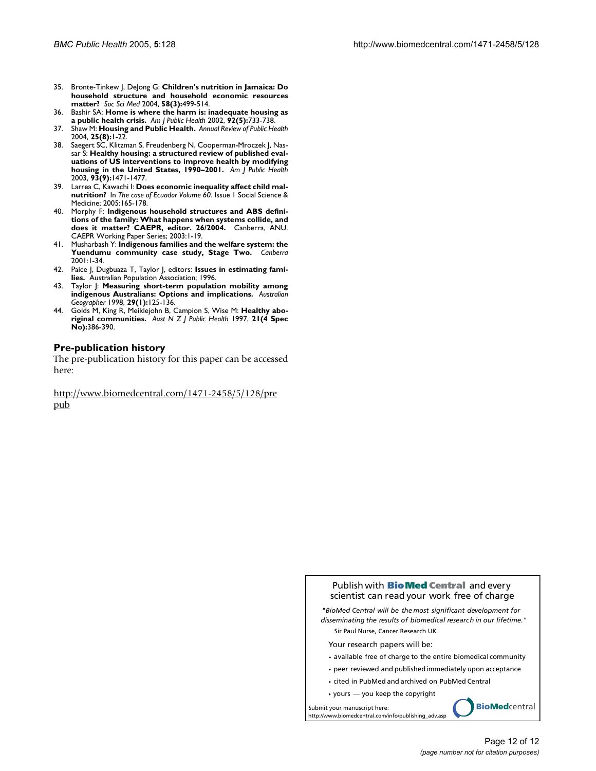35. Bronte-Tinkew J, DeJong G: **Children's nutrition in Jamaica: Do household structure and household economic resources matter?** *Soc Sci Med* 2004, **58(3):**499-514.
36. Bashir SA: **Home is where the harm is: inadequate housing as a public health crisis.** *Am J Public Health* 2002, **92(5):**733-738.
37. Shaw M: **Housing and Public Health.** *Annual Review of Public Health* 2004, **25(8):**1-22.
38. Saegert SC, Klitzman S, Freudenberg N, Cooperman-Mroczek J, Nassar S: **Healthy housing: a structured review of published evaluations of US interventions to improve health by modifying housing in the United States, 1990–2001.** *Am J Public Health* 2003, **93(9):**1471-1477.
39. Larrea C, Kawachi I: **Does economic inequality affect child malnutrition?** In *The case of Ecuador Volume 60*. Issue 1 Social Science & Medicine; 2005:165-178.
40. Morphy F: **Indigenous household structures and ABS definitions of the family: What happens when systems collide, and does it matter? CAEPR, editor. 26/2004.** Canberra, ANU. CAEPR Working Paper Series; 2003:1-19.
41. Musharbash Y: **Indigenous families and the welfare system: the Yuendumu community case study, Stage Two.** *Canberra* 2001:1-34.
42. Paice J, Dugbuaza T, Taylor J, editors: **Issues in estimating families.** Australian Population Association; 1996.
43. Taylor J: **Measuring short-term population mobility among indigenous Australians: Options and implications.** *Australian Geographer* 1998, **29(1):**125-136.
44. Golds M, King R, Meiklejohn B, Campion S, Wise M: **Healthy aboriginal communities.** *Aust N Z J Public Health* 1997, **21(4 Spec No):**386-390.

## Pre-publication history

The pre-publication history for this paper can be accessed here:

http://www.biomedcentral.com/1471-2458/5/128/prepub

Publish with **BioMed Central** and every scientist can read your work free of charge

*"BioMed Central will be the most significant development for disseminating the results of biomedical research in our lifetime."*

Sir Paul Nurse, Cancer Research UK

Your research papers will be:

- available free of charge to the entire biomedical community
- peer reviewed and published immediately upon acceptance
- cited in PubMed and archived on PubMed Central
- yours — you keep the copyright

Submit your manuscript here:
http://www.biomedcentral.com/info/publishing_adv.asp

**BioMed**central